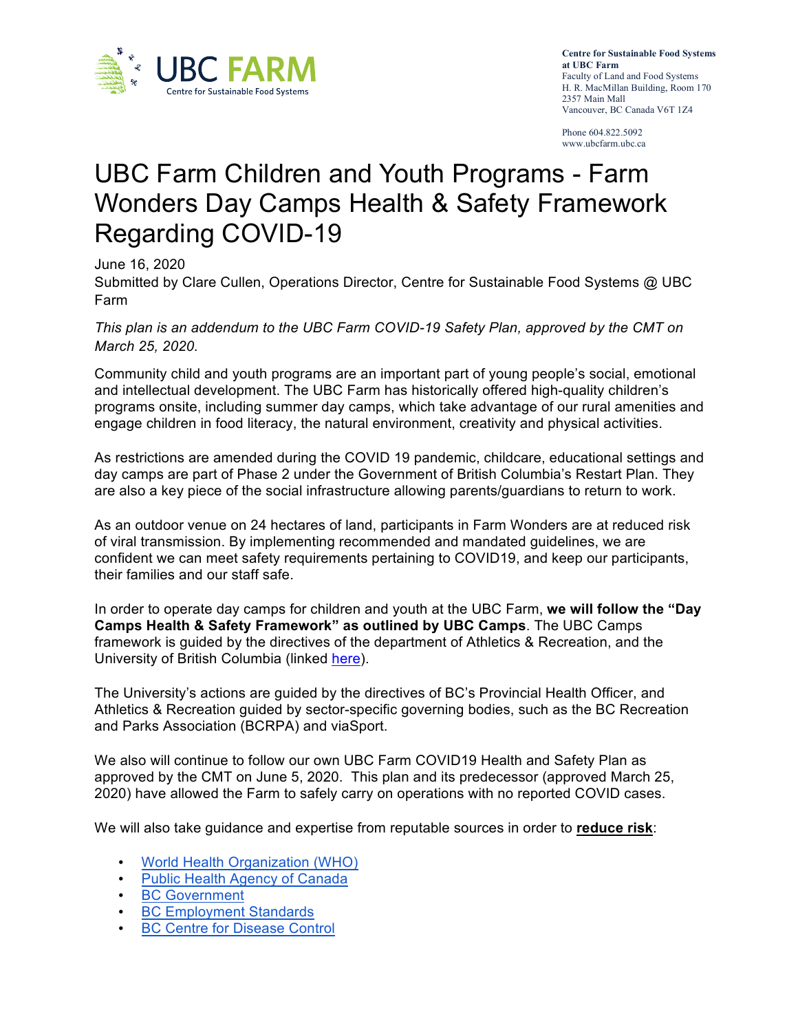Centre for Sustainable Food Systems at UBC Farm
Faculty of Land and Food Systems
H. R. MacMillan Building, Room 170
2357 Main Mall
Vancouver, BC Canada V6T 1Z4

Phone 604.822.5092
www.ubcfarm.ubc.ca

# UBC Farm Children and Youth Programs - Farm Wonders Day Camps Health & Safety Framework Regarding COVID-19

June 16, 2020
Submitted by Clare Cullen, Operations Director, Centre for Sustainable Food Systems @ UBC Farm

*This plan is an addendum to the UBC Farm COVID-19 Safety Plan, approved by the CMT on March 25, 2020.*

Community child and youth programs are an important part of young people's social, emotional and intellectual development. The UBC Farm has historically offered high-quality children's programs onsite, including summer day camps, which take advantage of our rural amenities and engage children in food literacy, the natural environment, creativity and physical activities.

As restrictions are amended during the COVID 19 pandemic, childcare, educational settings and day camps are part of Phase 2 under the Government of British Columbia's Restart Plan. They are also a key piece of the social infrastructure allowing parents/guardians to return to work.

As an outdoor venue on 24 hectares of land, participants in Farm Wonders are at reduced risk of viral transmission. By implementing recommended and mandated guidelines, we are confident we can meet safety requirements pertaining to COVID19, and keep our participants, their families and our staff safe.

In order to operate day camps for children and youth at the UBC Farm, **we will follow the "Day Camps Health & Safety Framework" as outlined by UBC Camps**. The UBC Camps framework is guided by the directives of the department of Athletics & Recreation, and the University of British Columbia (linked here).

The University's actions are guided by the directives of BC's Provincial Health Officer, and Athletics & Recreation guided by sector-specific governing bodies, such as the BC Recreation and Parks Association (BCRPA) and viaSport.

We also will continue to follow our own UBC Farm COVID19 Health and Safety Plan as approved by the CMT on June 5, 2020. This plan and its predecessor (approved March 25, 2020) have allowed the Farm to safely carry on operations with no reported COVID cases.

We will also take guidance and expertise from reputable sources in order to **reduce risk**:

- World Health Organization (WHO)
- Public Health Agency of Canada
- BC Government
- BC Employment Standards
- BC Centre for Disease Control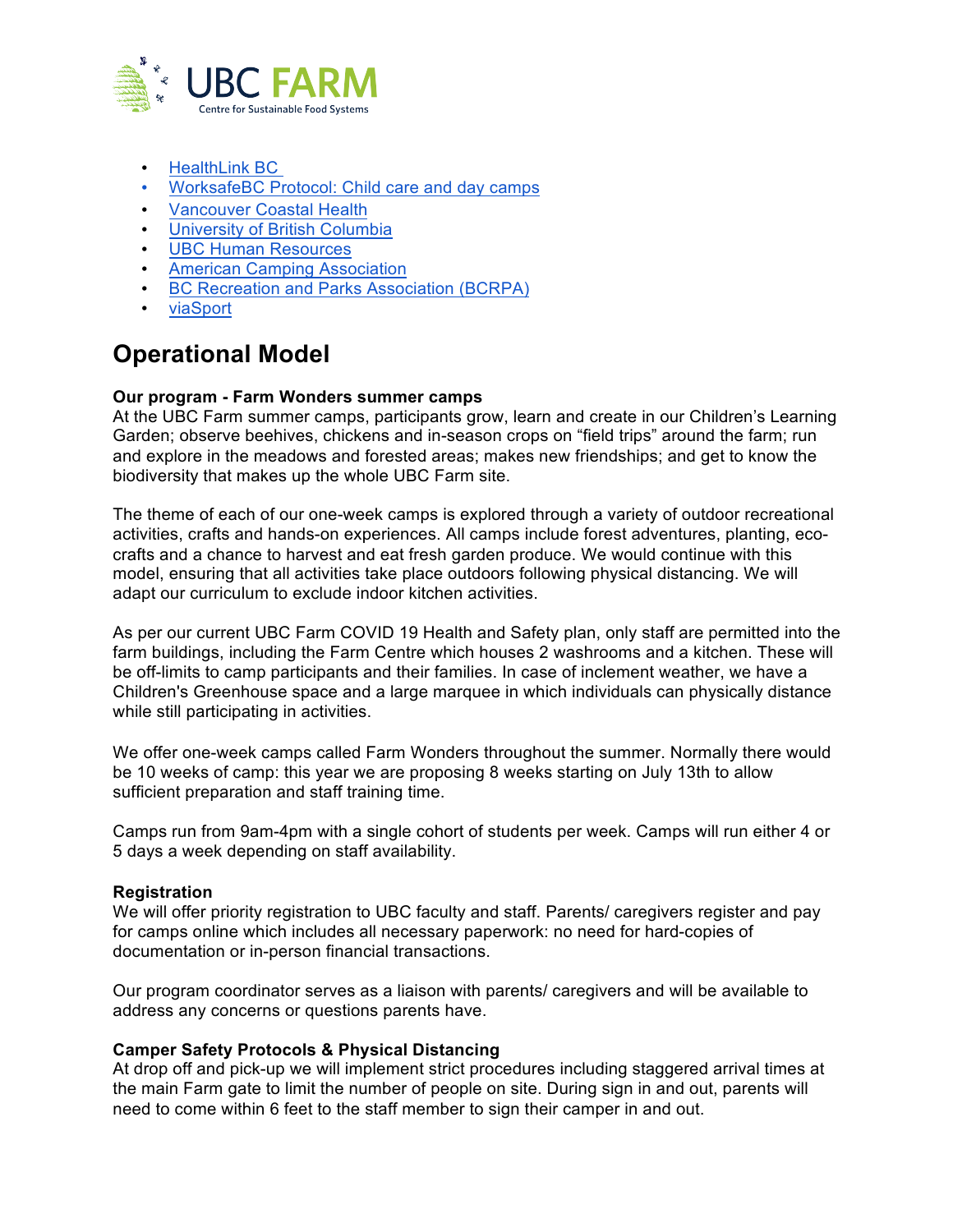- HealthLink BC
- WorksafeBC Protocol: Child care and day camps
- Vancouver Coastal Health
- University of British Columbia
- UBC Human Resources
- American Camping Association
- BC Recreation and Parks Association (BCRPA)
- viaSport

## Operational Model

**Our program - Farm Wonders summer camps**
At the UBC Farm summer camps, participants grow, learn and create in our Children's Learning Garden; observe beehives, chickens and in-season crops on "field trips" around the farm; run and explore in the meadows and forested areas; makes new friendships; and get to know the biodiversity that makes up the whole UBC Farm site.

The theme of each of our one-week camps is explored through a variety of outdoor recreational activities, crafts and hands-on experiences. All camps include forest adventures, planting, eco-crafts and a chance to harvest and eat fresh garden produce. We would continue with this model, ensuring that all activities take place outdoors following physical distancing. We will adapt our curriculum to exclude indoor kitchen activities.

As per our current UBC Farm COVID 19 Health and Safety plan, only staff are permitted into the farm buildings, including the Farm Centre which houses 2 washrooms and a kitchen. These will be off-limits to camp participants and their families. In case of inclement weather, we have a Children's Greenhouse space and a large marquee in which individuals can physically distance while still participating in activities.

We offer one-week camps called Farm Wonders throughout the summer. Normally there would be 10 weeks of camp: this year we are proposing 8 weeks starting on July 13th to allow sufficient preparation and staff training time.

Camps run from 9am-4pm with a single cohort of students per week. Camps will run either 4 or 5 days a week depending on staff availability.

**Registration**
We will offer priority registration to UBC faculty and staff. Parents/ caregivers register and pay for camps online which includes all necessary paperwork: no need for hard-copies of documentation or in-person financial transactions.

Our program coordinator serves as a liaison with parents/ caregivers and will be available to address any concerns or questions parents have.

**Camper Safety Protocols & Physical Distancing**
At drop off and pick-up we will implement strict procedures including staggered arrival times at the main Farm gate to limit the number of people on site. During sign in and out, parents will need to come within 6 feet to the staff member to sign their camper in and out.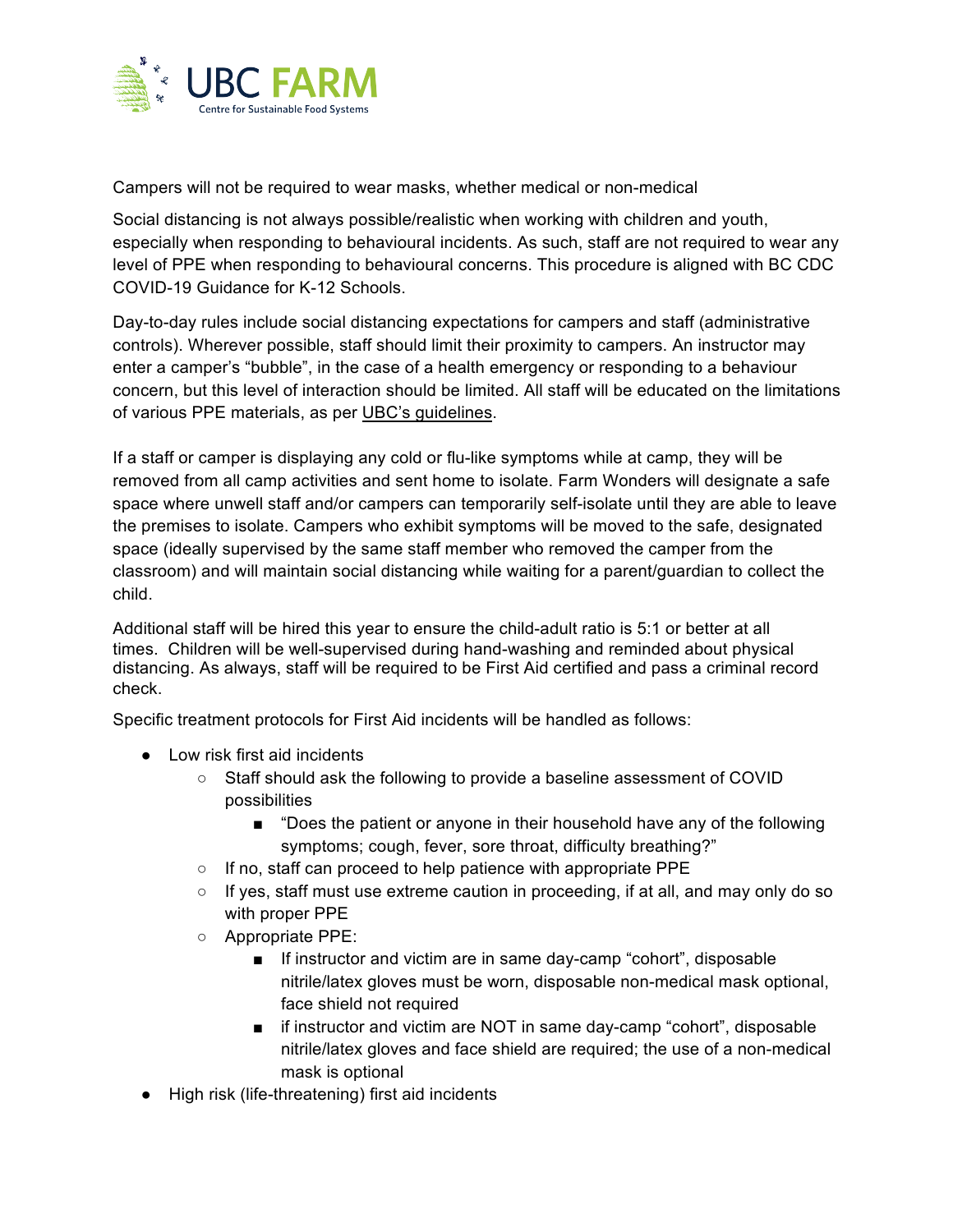Campers will not be required to wear masks, whether medical or non-medical

Social distancing is not always possible/realistic when working with children and youth, especially when responding to behavioural incidents. As such, staff are not required to wear any level of PPE when responding to behavioural concerns. This procedure is aligned with BC CDC COVID-19 Guidance for K-12 Schools.

Day-to-day rules include social distancing expectations for campers and staff (administrative controls). Wherever possible, staff should limit their proximity to campers. An instructor may enter a camper's "bubble", in the case of a health emergency or responding to a behaviour concern, but this level of interaction should be limited. All staff will be educated on the limitations of various PPE materials, as per UBC's guidelines.

If a staff or camper is displaying any cold or flu-like symptoms while at camp, they will be removed from all camp activities and sent home to isolate. Farm Wonders will designate a safe space where unwell staff and/or campers can temporarily self-isolate until they are able to leave the premises to isolate. Campers who exhibit symptoms will be moved to the safe, designated space (ideally supervised by the same staff member who removed the camper from the classroom) and will maintain social distancing while waiting for a parent/guardian to collect the child.

Additional staff will be hired this year to ensure the child-adult ratio is 5:1 or better at all times. Children will be well-supervised during hand-washing and reminded about physical distancing. As always, staff will be required to be First Aid certified and pass a criminal record check.

Specific treatment protocols for First Aid incidents will be handled as follows:

- Low risk first aid incidents
  - Staff should ask the following to provide a baseline assessment of COVID possibilities
    - "Does the patient or anyone in their household have any of the following symptoms; cough, fever, sore throat, difficulty breathing?"
  - If no, staff can proceed to help patience with appropriate PPE
  - If yes, staff must use extreme caution in proceeding, if at all, and may only do so with proper PPE
  - Appropriate PPE:
    - If instructor and victim are in same day-camp "cohort", disposable nitrile/latex gloves must be worn, disposable non-medical mask optional, face shield not required
    - if instructor and victim are NOT in same day-camp "cohort", disposable nitrile/latex gloves and face shield are required; the use of a non-medical mask is optional
- High risk (life-threatening) first aid incidents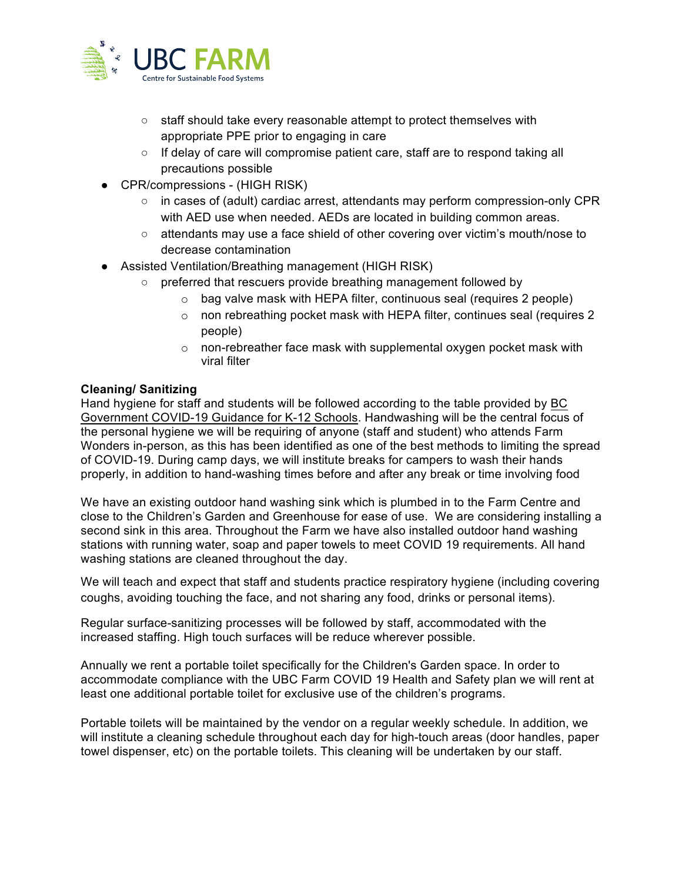- staff should take every reasonable attempt to protect themselves with appropriate PPE prior to engaging in care
  - If delay of care will compromise patient care, staff are to respond taking all precautions possible
- CPR/compressions - (HIGH RISK)
  - in cases of (adult) cardiac arrest, attendants may perform compression-only CPR with AED use when needed. AEDs are located in building common areas.
  - attendants may use a face shield of other covering over victim's mouth/nose to decrease contamination
- Assisted Ventilation/Breathing management (HIGH RISK)
  - preferred that rescuers provide breathing management followed by
    - bag valve mask with HEPA filter, continuous seal (requires 2 people)
    - non rebreathing pocket mask with HEPA filter, continues seal (requires 2 people)
    - non-rebreather face mask with supplemental oxygen pocket mask with viral filter

**Cleaning/ Sanitizing**

Hand hygiene for staff and students will be followed according to the table provided by BC Government COVID-19 Guidance for K-12 Schools. Handwashing will be the central focus of the personal hygiene we will be requiring of anyone (staff and student) who attends Farm Wonders in-person, as this has been identified as one of the best methods to limiting the spread of COVID-19. During camp days, we will institute breaks for campers to wash their hands properly, in addition to hand-washing times before and after any break or time involving food

We have an existing outdoor hand washing sink which is plumbed in to the Farm Centre and close to the Children's Garden and Greenhouse for ease of use. We are considering installing a second sink in this area. Throughout the Farm we have also installed outdoor hand washing stations with running water, soap and paper towels to meet COVID 19 requirements. All hand washing stations are cleaned throughout the day.

We will teach and expect that staff and students practice respiratory hygiene (including covering coughs, avoiding touching the face, and not sharing any food, drinks or personal items).

Regular surface-sanitizing processes will be followed by staff, accommodated with the increased staffing. High touch surfaces will be reduce wherever possible.

Annually we rent a portable toilet specifically for the Children's Garden space. In order to accommodate compliance with the UBC Farm COVID 19 Health and Safety plan we will rent at least one additional portable toilet for exclusive use of the children's programs.

Portable toilets will be maintained by the vendor on a regular weekly schedule. In addition, we will institute a cleaning schedule throughout each day for high-touch areas (door handles, paper towel dispenser, etc) on the portable toilets. This cleaning will be undertaken by our staff.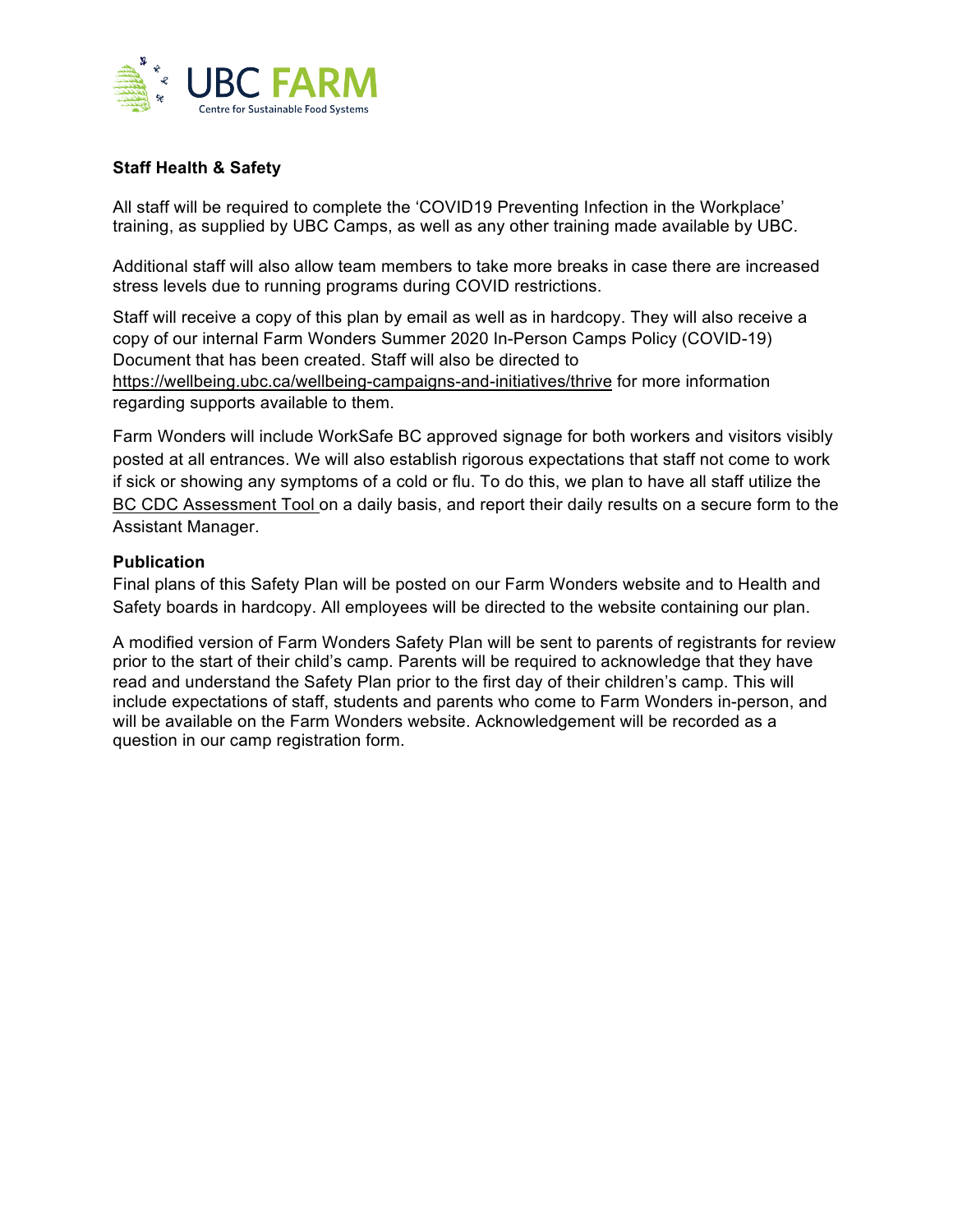**Staff Health & Safety**

All staff will be required to complete the 'COVID19 Preventing Infection in the Workplace' training, as supplied by UBC Camps, as well as any other training made available by UBC.

Additional staff will also allow team members to take more breaks in case there are increased stress levels due to running programs during COVID restrictions.

Staff will receive a copy of this plan by email as well as in hardcopy. They will also receive a copy of our internal Farm Wonders Summer 2020 In-Person Camps Policy (COVID-19) Document that has been created. Staff will also be directed to https://wellbeing.ubc.ca/wellbeing-campaigns-and-initiatives/thrive for more information regarding supports available to them.

Farm Wonders will include WorkSafe BC approved signage for both workers and visitors visibly posted at all entrances. We will also establish rigorous expectations that staff not come to work if sick or showing any symptoms of a cold or flu. To do this, we plan to have all staff utilize the BC CDC Assessment Tool on a daily basis, and report their daily results on a secure form to the Assistant Manager.

**Publication**

Final plans of this Safety Plan will be posted on our Farm Wonders website and to Health and Safety boards in hardcopy. All employees will be directed to the website containing our plan.

A modified version of Farm Wonders Safety Plan will be sent to parents of registrants for review prior to the start of their child's camp. Parents will be required to acknowledge that they have read and understand the Safety Plan prior to the first day of their children's camp. This will include expectations of staff, students and parents who come to Farm Wonders in-person, and will be available on the Farm Wonders website. Acknowledgement will be recorded as a question in our camp registration form.